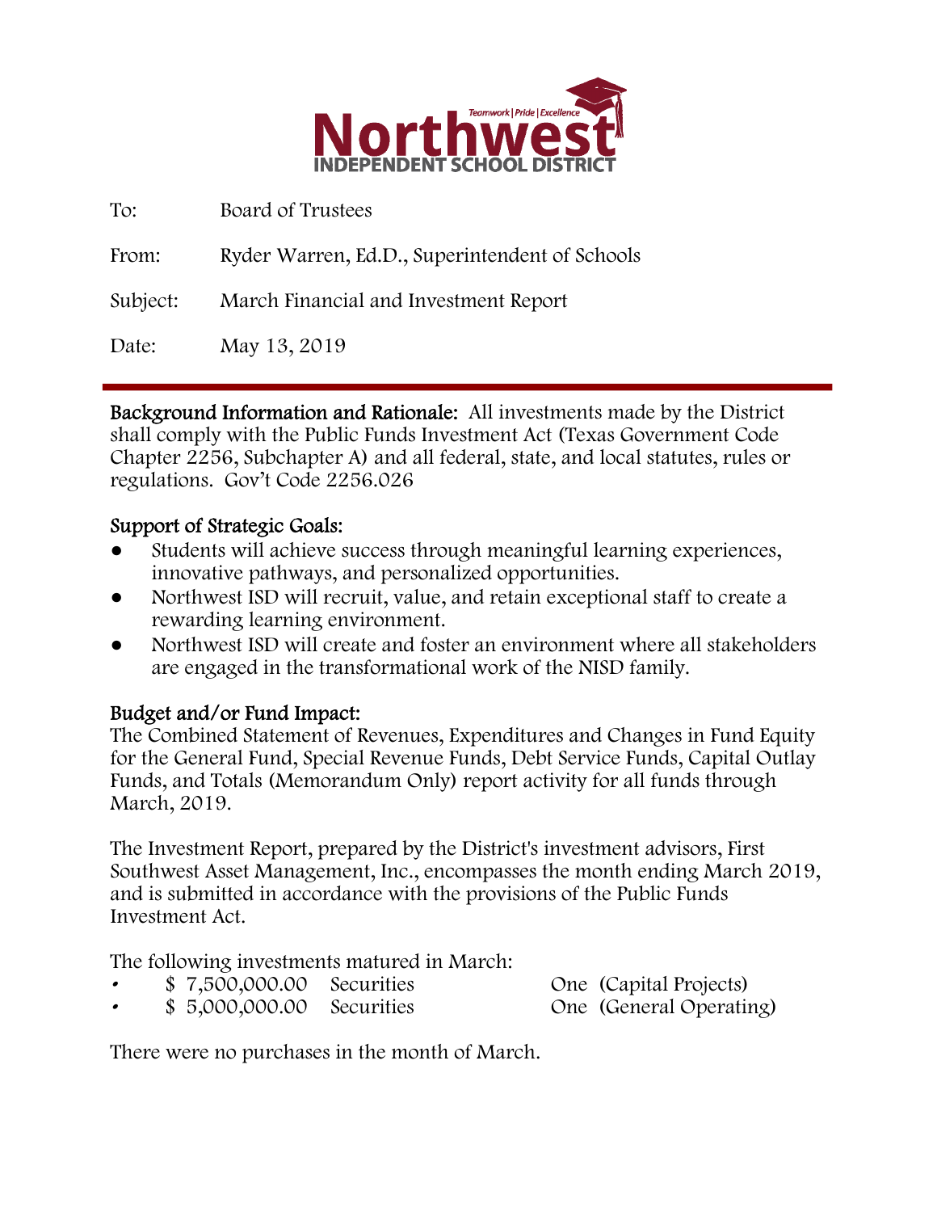# Northwest

Teamwork | Pride | Excellence

INDEPENDENT SCHOOL DISTRICT

To: Board of Trustees

From: Ryder Warren, Ed.D., Superintendent of Schools

Subject: March Financial and Investment Report

Date: May 13, 2019

---

**Background Information and Rationale:** All investments made by the District shall comply with the Public Funds Investment Act (Texas Government Code Chapter 2256, Subchapter A) and all federal, state, and local statutes, rules or regulations. Gov't Code 2256.026

**Support of Strategic Goals:**

- Students will achieve success through meaningful learning experiences, innovative pathways, and personalized opportunities.
- Northwest ISD will recruit, value, and retain exceptional staff to create a rewarding learning environment.
- Northwest ISD will create and foster an environment where all stakeholders are engaged in the transformational work of the NISD family.

**Budget and/or Fund Impact:**

The Combined Statement of Revenues, Expenditures and Changes in Fund Equity for the General Fund, Special Revenue Funds, Debt Service Funds, Capital Outlay Funds, and Totals (Memorandum Only) report activity for all funds through March, 2019.

The Investment Report, prepared by the District's investment advisors, First Southwest Asset Management, Inc., encompasses the month ending March 2019, and is submitted in accordance with the provisions of the Public Funds Investment Act.

The following investments matured in March:

- $ 7,500,000.00 Securities One (Capital Projects)
- $ 5,000,000.00 Securities One (General Operating)

There were no purchases in the month of March.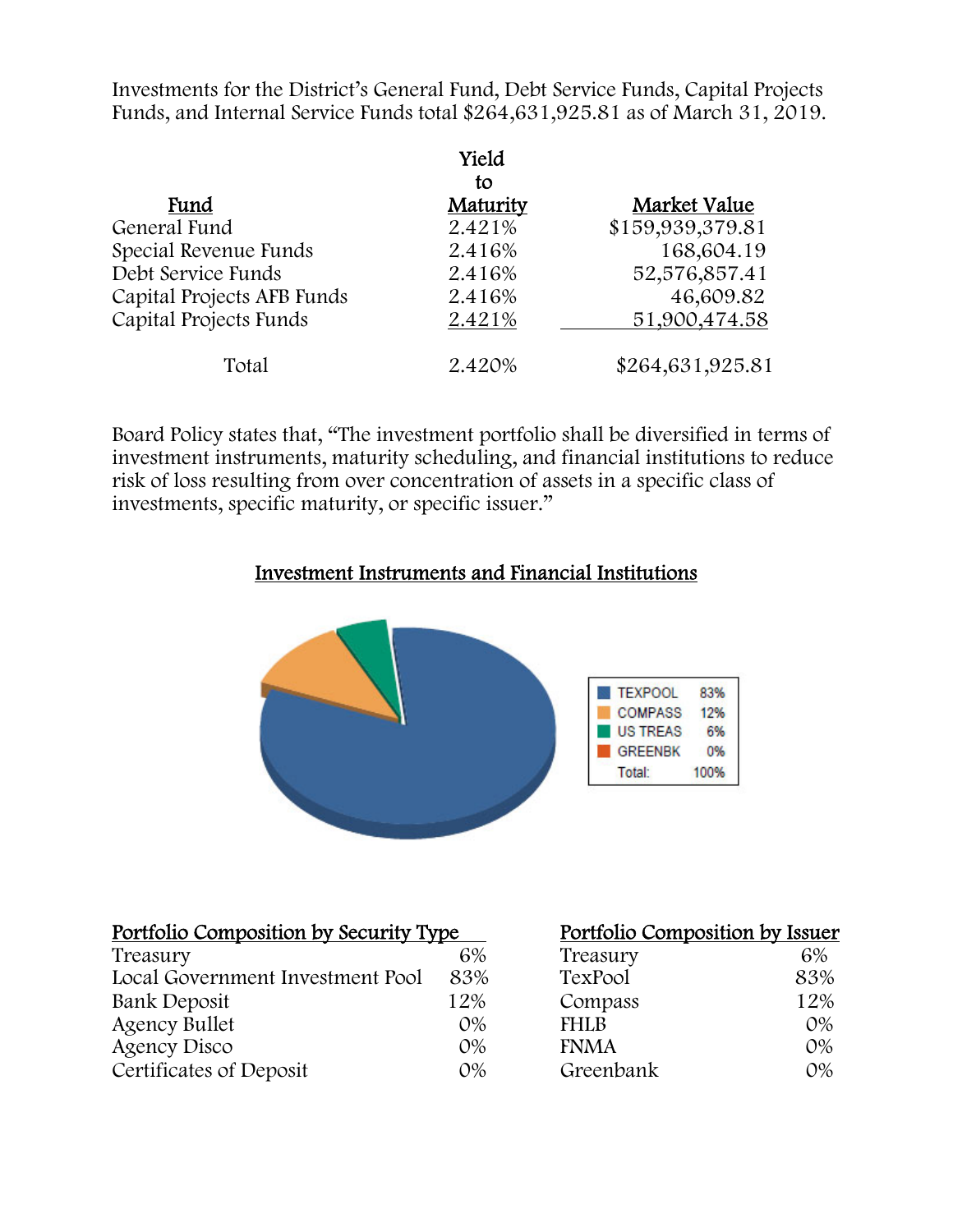Investments for the District's General Fund, Debt Service Funds, Capital Projects Funds, and Internal Service Funds total $264,631,925.81 as of March 31, 2019.

| Fund | Yield to Maturity | Market Value |
|---|---|---|
| General Fund | 2.421% | $159,939,379.81 |
| Special Revenue Funds | 2.416% | 168,604.19 |
| Debt Service Funds | 2.416% | 52,576,857.41 |
| Capital Projects AFB Funds | 2.416% | 46,609.82 |
| Capital Projects Funds | 2.421% | 51,900,474.58 |
| Total | 2.420% | $264,631,925.81 |

Board Policy states that, "The investment portfolio shall be diversified in terms of investment instruments, maturity scheduling, and financial institutions to reduce risk of loss resulting from over concentration of assets in a specific class of investments, specific maturity, or specific issuer."

## Investment Instruments and Financial Institutions

| | |
|---|---|
| TEXPOOL | 83% |
| COMPASS | 12% |
| US TREAS | 6% |
| GREENBK | 0% |
| Total: | 100% |

| Portfolio Composition by Security Type | |
|---|---|
| Treasury | 6% |
| Local Government Investment Pool | 83% |
| Bank Deposit | 12% |
| Agency Bullet | 0% |
| Agency Disco | 0% |
| Certificates of Deposit | 0% |

| Portfolio Composition by Issuer | |
|---|---|
| Treasury | 6% |
| TexPool | 83% |
| Compass | 12% |
| FHLB | 0% |
| FNMA | 0% |
| Greenbank | 0% |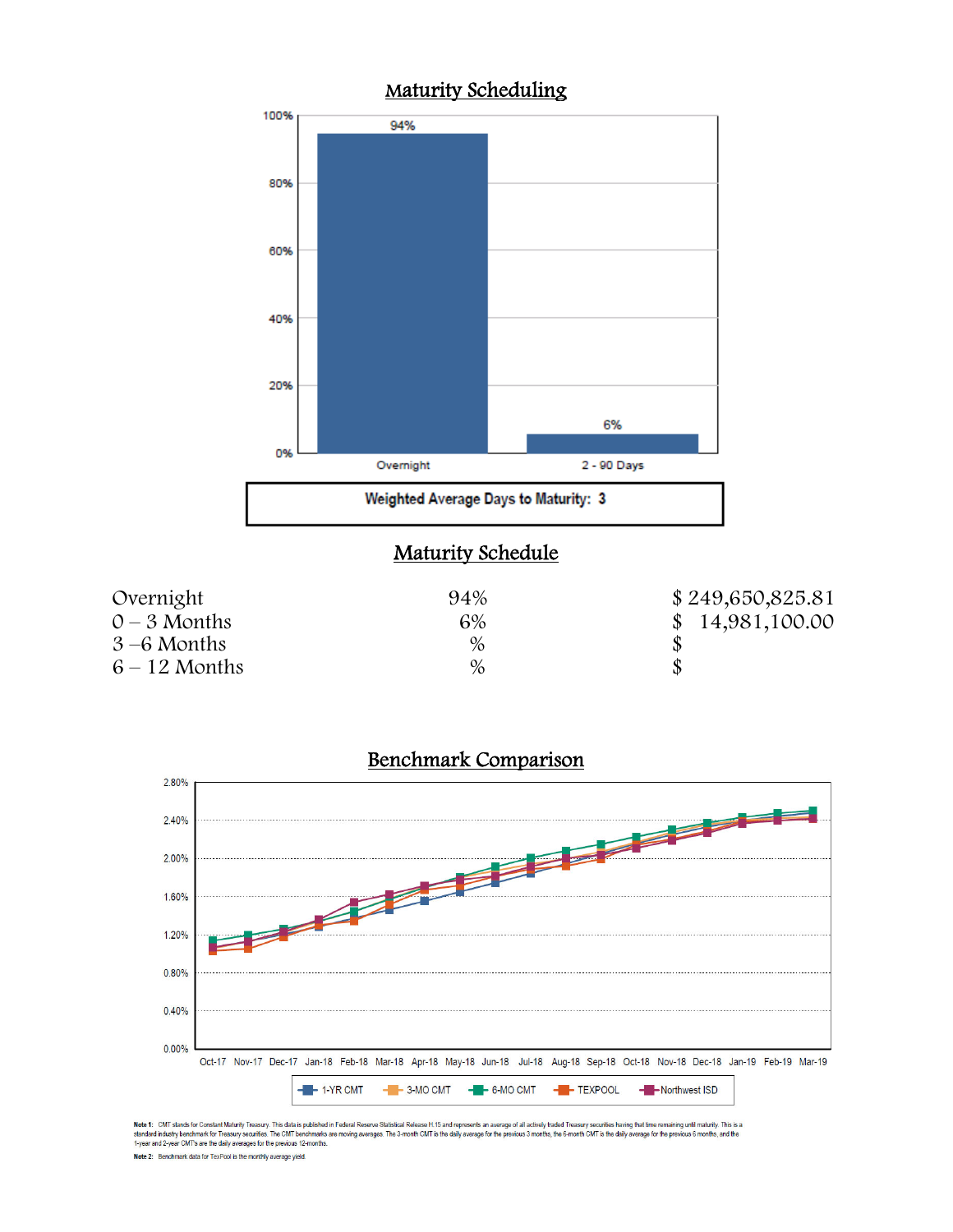## Maturity Scheduling

Weighted Average Days to Maturity: 3

## Maturity Schedule

| | | |
|---|---|---|
| Overnight | 94% | $ 249,650,825.81 |
| 0 – 3 Months | 6% | $ 14,981,100.00 |
| 3 –6 Months | % | $ |
| 6 – 12 Months | % | $ |

## Benchmark Comparison

**Note 1:** CMT stands for Constant Maturity Treasury. This data is published in Federal Reserve Statistical Release H.15 and represents an average of all actively traded Treasury securities having that time remaining until maturity. This is a standard industry benchmark for Treasury securities. The CMT benchmarks are moving averages. The 3-month CMT is the daily average for the previous 3 months, the 6-month CMT is the daily average for the previous 6 months, and the 1-year and 2-year CMT's are the daily averages for the previous 12-months.

**Note 2:** Benchmark data for TexPool is the monthly average yield.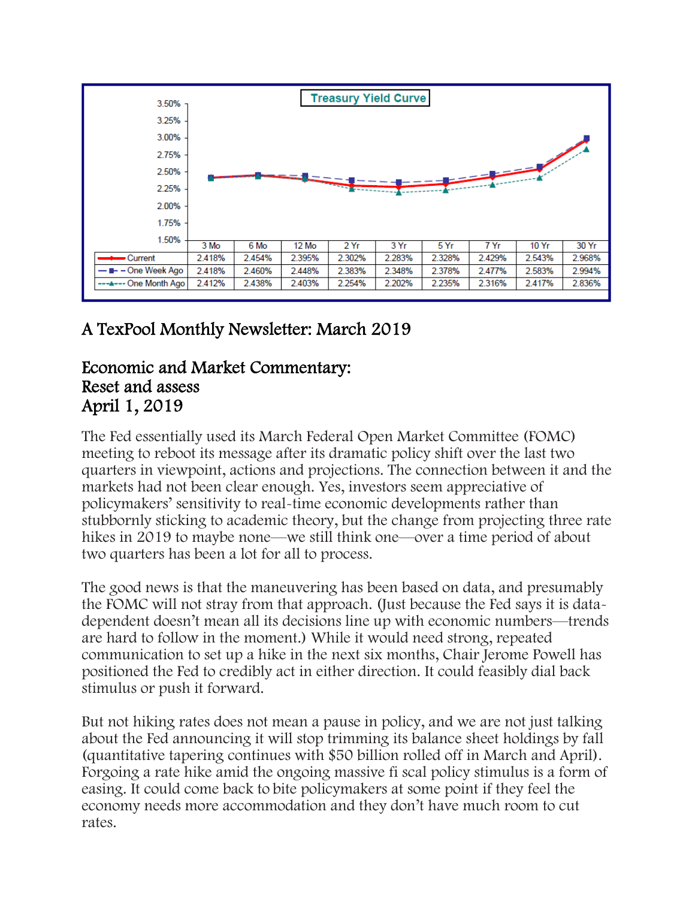**Treasury Yield Curve**

| | 3 Mo | 6 Mo | 12 Mo | 2 Yr | 3 Yr | 5 Yr | 7 Yr | 10 Yr | 30 Yr |
|---|---|---|---|---|---|---|---|---|---|
| Current | 2.418% | 2.454% | 2.395% | 2.302% | 2.283% | 2.328% | 2.429% | 2.543% | 2.968% |
| One Week Ago | 2.418% | 2.460% | 2.448% | 2.383% | 2.348% | 2.378% | 2.477% | 2.583% | 2.994% |
| One Month Ago | 2.412% | 2.438% | 2.403% | 2.254% | 2.202% | 2.235% | 2.316% | 2.417% | 2.836% |

# A TexPool Monthly Newsletter: March 2019

## Economic and Market Commentary: Reset and assess April 1, 2019

The Fed essentially used its March Federal Open Market Committee (FOMC) meeting to reboot its message after its dramatic policy shift over the last two quarters in viewpoint, actions and projections. The connection between it and the markets had not been clear enough. Yes, investors seem appreciative of policymakers' sensitivity to real-time economic developments rather than stubbornly sticking to academic theory, but the change from projecting three rate hikes in 2019 to maybe none—we still think one—over a time period of about two quarters has been a lot for all to process.

The good news is that the maneuvering has been based on data, and presumably the FOMC will not stray from that approach. (Just because the Fed says it is data-dependent doesn't mean all its decisions line up with economic numbers—trends are hard to follow in the moment.) While it would need strong, repeated communication to set up a hike in the next six months, Chair Jerome Powell has positioned the Fed to credibly act in either direction. It could feasibly dial back stimulus or push it forward.

But not hiking rates does not mean a pause in policy, and we are not just talking about the Fed announcing it will stop trimming its balance sheet holdings by fall (quantitative tapering continues with $50 billion rolled off in March and April). Forgoing a rate hike amid the ongoing massive fi scal policy stimulus is a form of easing. It could come back to bite policymakers at some point if they feel the economy needs more accommodation and they don't have much room to cut rates.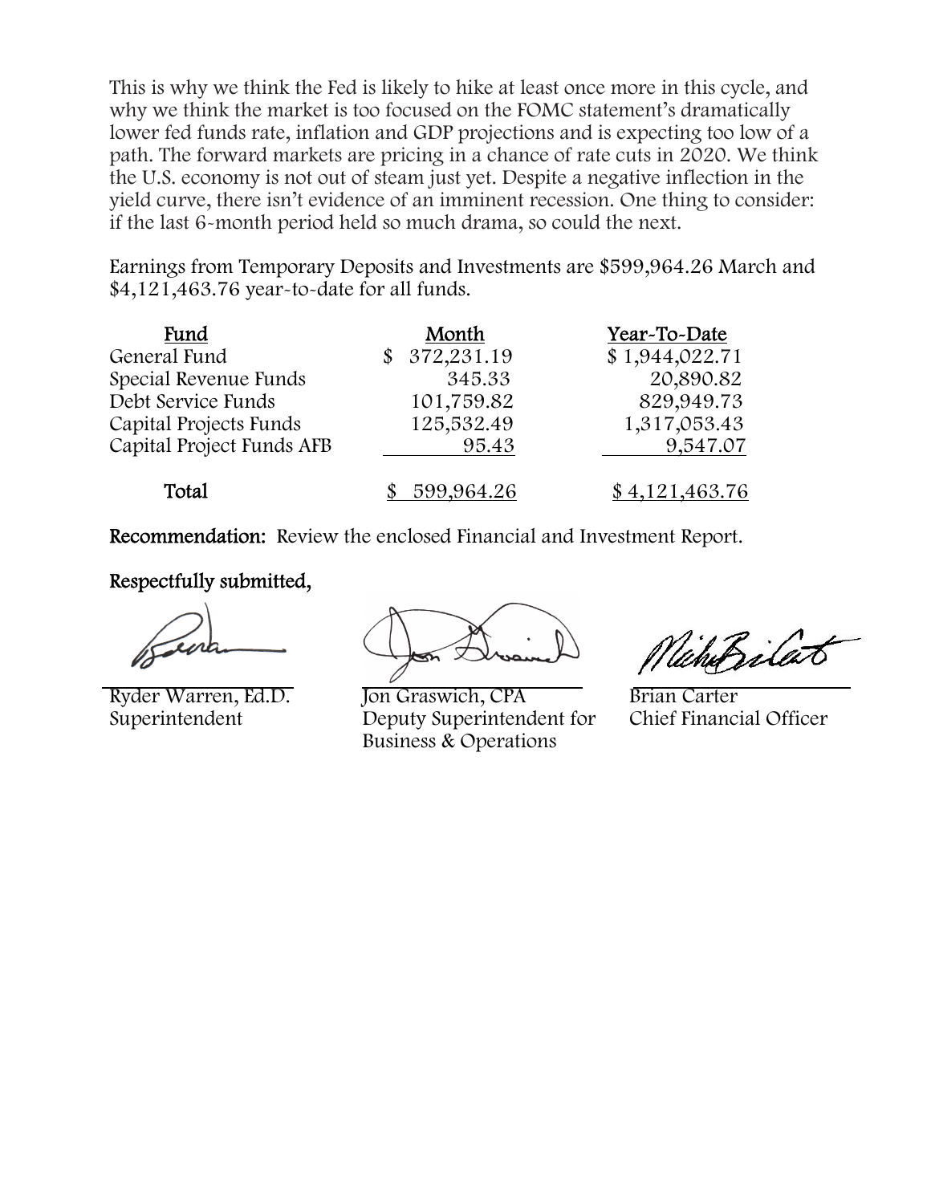This is why we think the Fed is likely to hike at least once more in this cycle, and why we think the market is too focused on the FOMC statement's dramatically lower fed funds rate, inflation and GDP projections and is expecting too low of a path. The forward markets are pricing in a chance of rate cuts in 2020. We think the U.S. economy is not out of steam just yet. Despite a negative inflection in the yield curve, there isn't evidence of an imminent recession. One thing to consider: if the last 6-month period held so much drama, so could the next.

Earnings from Temporary Deposits and Investments are $599,964.26 March and $4,121,463.76 year-to-date for all funds.

| Fund | Month | Year-To-Date |
|---|---|---|
| General Fund | $ 372,231.19 | $ 1,944,022.71 |
| Special Revenue Funds | 345.33 | 20,890.82 |
| Debt Service Funds | 101,759.82 | 829,949.73 |
| Capital Projects Funds | 125,532.49 | 1,317,053.43 |
| Capital Project Funds AFB | 95.43 | 9,547.07 |
| **Total** | $ 599,964.26 | $ 4,121,463.76 |

**Recommendation:** Review the enclosed Financial and Investment Report.

**Respectfully submitted,**

| | | |
|---|---|---|
| Ryder Warren, Ed.D. | Jon Graswich, CPA | Brian Carter |
| Superintendent | Deputy Superintendent for Business & Operations | Chief Financial Officer |